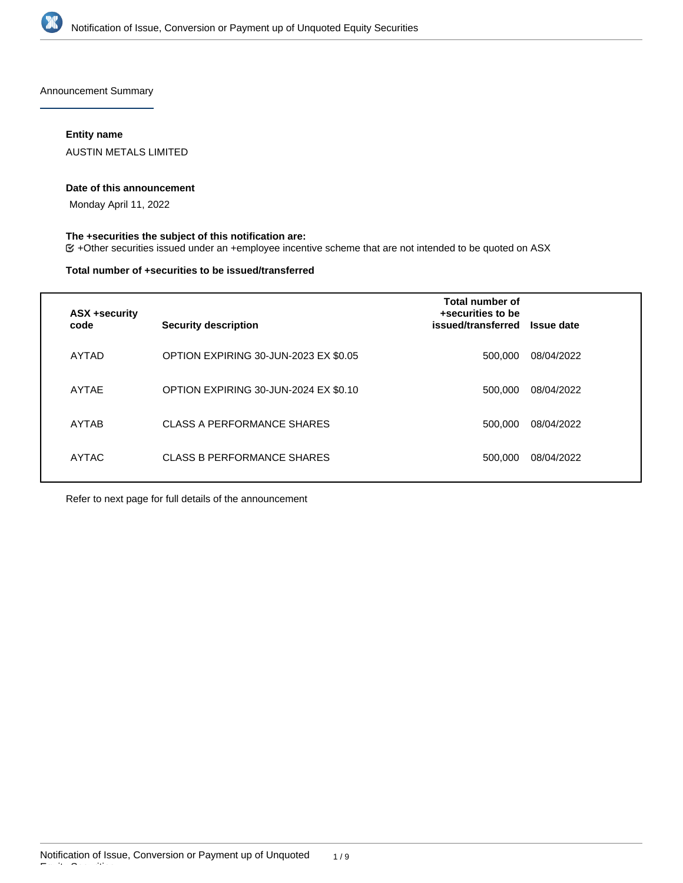Announcement Summary

**Entity name**

AUSTIN METALS LIMITED

**Date of this announcement**

Monday April 11, 2022

**The +securities the subject of this notification are:**

+Other securities issued under an +employee incentive scheme that are not intended to be quoted on ASX

**Total number of +securities to be issued/transferred**

| ASX +security code | Security description | Total number of +securities to be issued/transferred | Issue date |
|---|---|---|---|
| AYTAD | OPTION EXPIRING 30-JUN-2023 EX $0.05 | 500,000 | 08/04/2022 |
| AYTAE | OPTION EXPIRING 30-JUN-2024 EX $0.10 | 500,000 | 08/04/2022 |
| AYTAB | CLASS A PERFORMANCE SHARES | 500,000 | 08/04/2022 |
| AYTAC | CLASS B PERFORMANCE SHARES | 500,000 | 08/04/2022 |

Refer to next page for full details of the announcement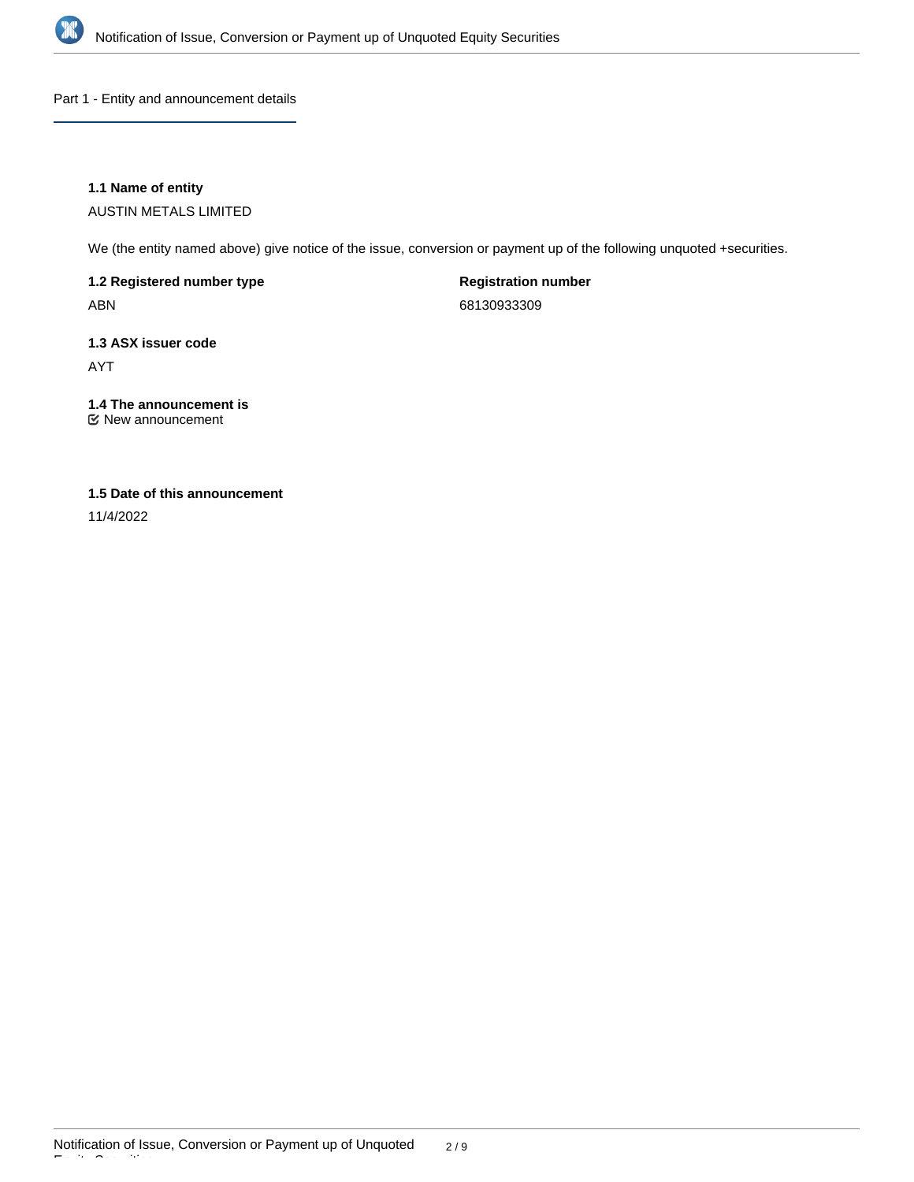## Part 1 - Entity and announcement details

**1.1 Name of entity**

AUSTIN METALS LIMITED

We (the entity named above) give notice of the issue, conversion or payment up of the following unquoted +securities.

**1.2 Registered number type**

ABN

**Registration number**

68130933309

**1.3 ASX issuer code**

AYT

**1.4 The announcement is**

New announcement

**1.5 Date of this announcement**

11/4/2022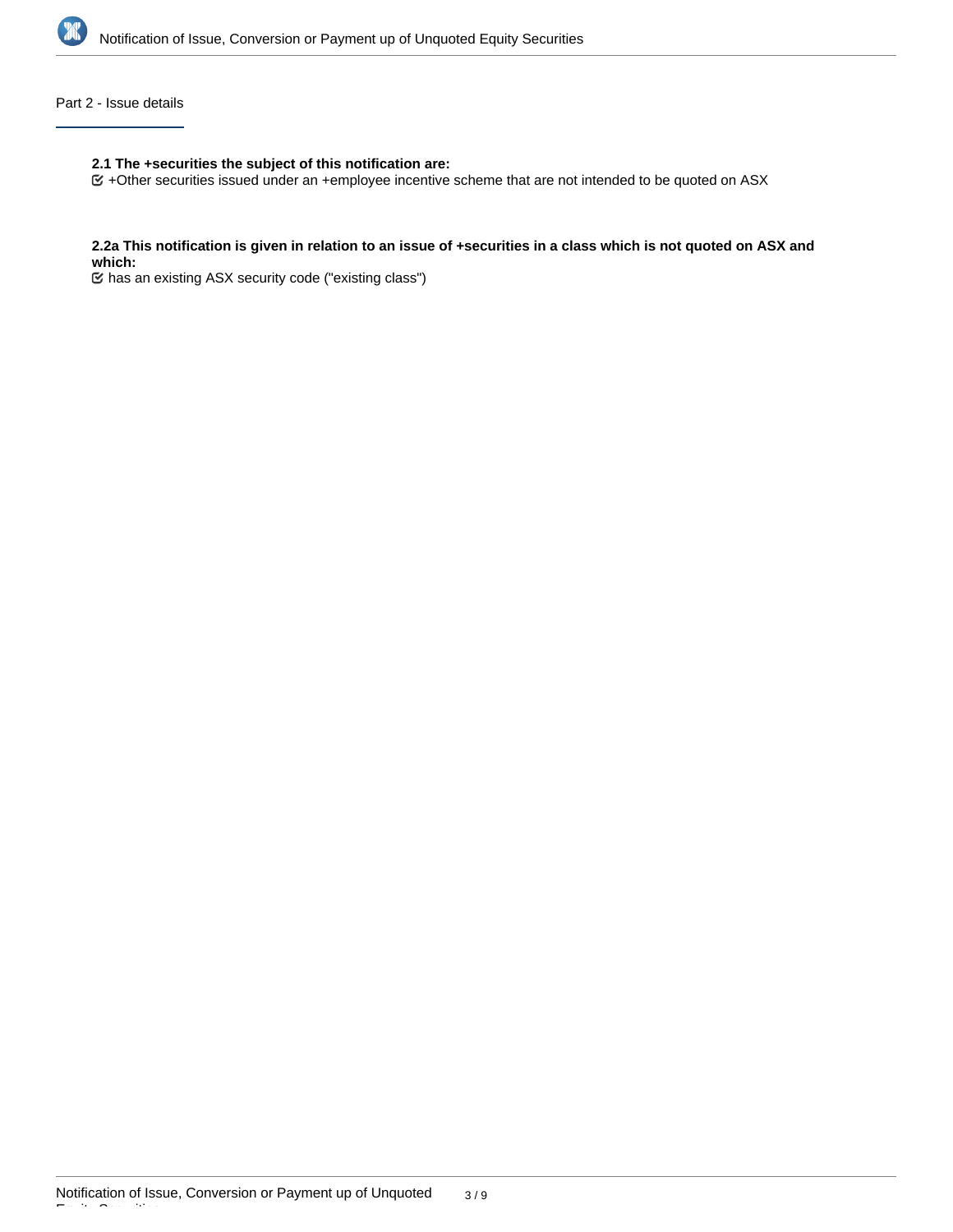## Part 2 - Issue details

**2.1 The +securities the subject of this notification are:**

☑ +Other securities issued under an +employee incentive scheme that are not intended to be quoted on ASX

**2.2a This notification is given in relation to an issue of +securities in a class which is not quoted on ASX and which:**

☑ has an existing ASX security code ("existing class")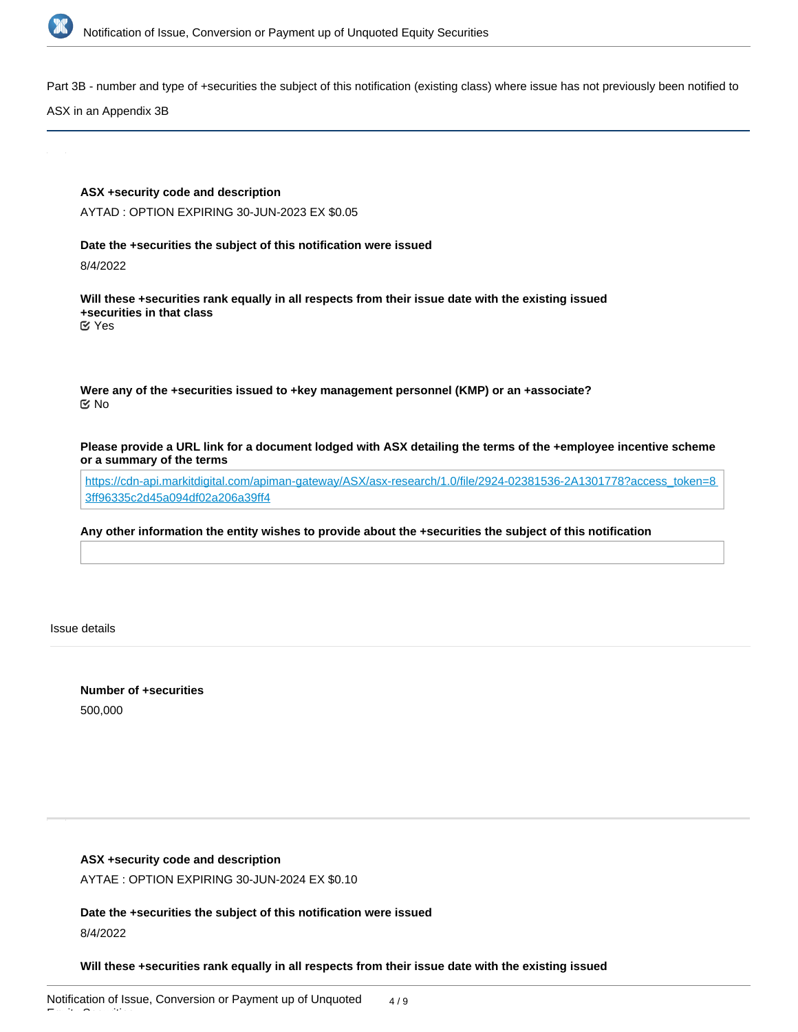Part 3B - number and type of +securities the subject of this notification (existing class) where issue has not previously been notified to ASX in an Appendix 3B

**ASX +security code and description**

AYTAD : OPTION EXPIRING 30-JUN-2023 EX $0.05

**Date the +securities the subject of this notification were issued**

8/4/2022

**Will these +securities rank equally in all respects from their issue date with the existing issued +securities in that class**

Yes

**Were any of the +securities issued to +key management personnel (KMP) or an +associate?**

No

**Please provide a URL link for a document lodged with ASX detailing the terms of the +employee incentive scheme or a summary of the terms**

https://cdn-api.markitdigital.com/apiman-gateway/ASX/asx-research/1.0/file/2924-02381536-2A1301778?access_token=83ff96335c2d45a094df02a206a39ff4

**Any other information the entity wishes to provide about the +securities the subject of this notification**

Issue details

**Number of +securities**

500,000

**ASX +security code and description**

AYTAE : OPTION EXPIRING 30-JUN-2024 EX $0.10

**Date the +securities the subject of this notification were issued**

8/4/2022

**Will these +securities rank equally in all respects from their issue date with the existing issued**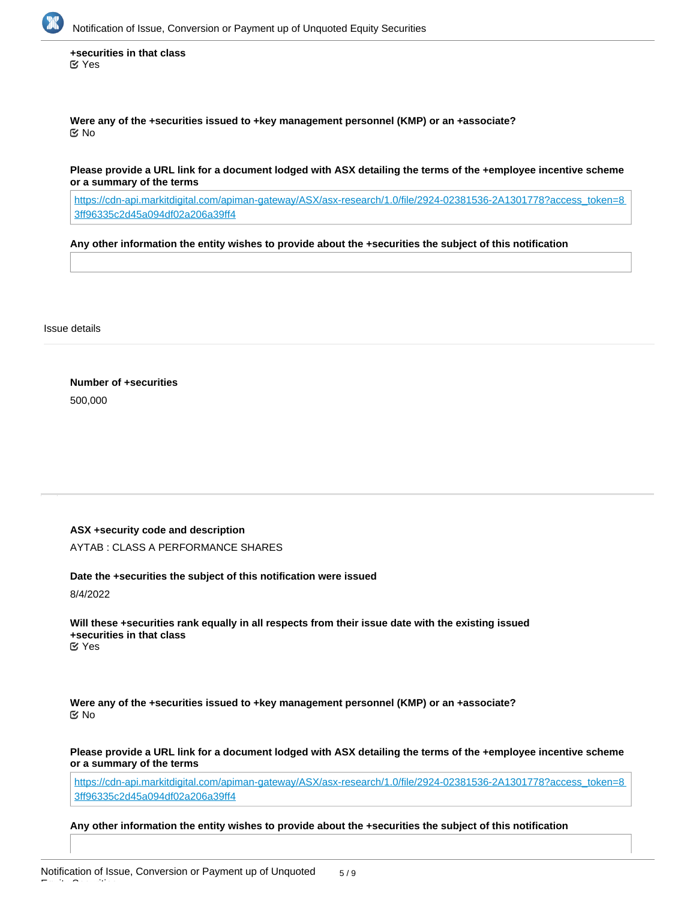**+securities in that class**

☑ Yes

**Were any of the +securities issued to +key management personnel (KMP) or an +associate?**

☑ No

**Please provide a URL link for a document lodged with ASX detailing the terms of the +employee incentive scheme or a summary of the terms**

https://cdn-api.markitdigital.com/apiman-gateway/ASX/asx-research/1.0/file/2924-02381536-2A1301778?access_token=83ff96335c2d45a094df02a206a39ff4

**Any other information the entity wishes to provide about the +securities the subject of this notification**

Issue details

**Number of +securities**

500,000

---

**ASX +security code and description**

AYTAB : CLASS A PERFORMANCE SHARES

**Date the +securities the subject of this notification were issued**

8/4/2022

**Will these +securities rank equally in all respects from their issue date with the existing issued +securities in that class**

☑ Yes

**Were any of the +securities issued to +key management personnel (KMP) or an +associate?**

☑ No

**Please provide a URL link for a document lodged with ASX detailing the terms of the +employee incentive scheme or a summary of the terms**

https://cdn-api.markitdigital.com/apiman-gateway/ASX/asx-research/1.0/file/2924-02381536-2A1301778?access_token=83ff96335c2d45a094df02a206a39ff4

**Any other information the entity wishes to provide about the +securities the subject of this notification**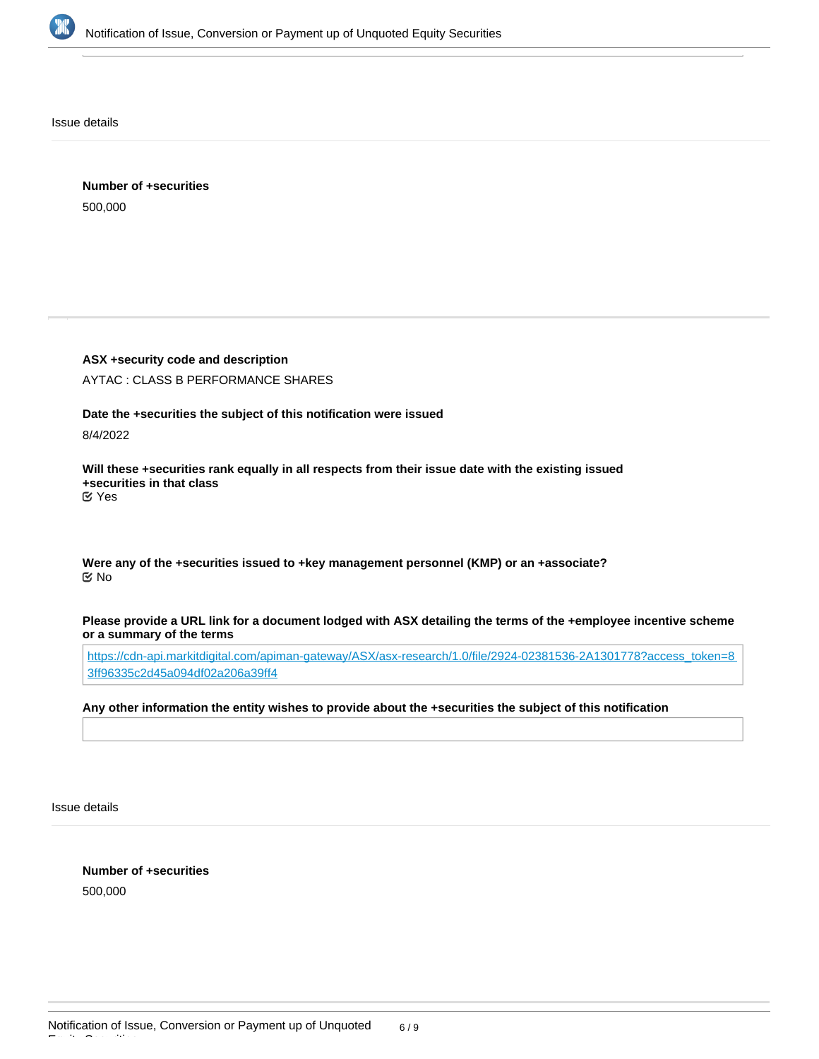Issue details

**Number of +securities**

500,000

---

**ASX +security code and description**

AYTAC : CLASS B PERFORMANCE SHARES

**Date the +securities the subject of this notification were issued**

8/4/2022

**Will these +securities rank equally in all respects from their issue date with the existing issued +securities in that class**

Yes

**Were any of the +securities issued to +key management personnel (KMP) or an +associate?**

No

**Please provide a URL link for a document lodged with ASX detailing the terms of the +employee incentive scheme or a summary of the terms**

https://cdn-api.markitdigital.com/apiman-gateway/ASX/asx-research/1.0/file/2924-02381536-2A1301778?access_token=83ff96335c2d45a094df02a206a39ff4

**Any other information the entity wishes to provide about the +securities the subject of this notification**

Issue details

**Number of +securities**

500,000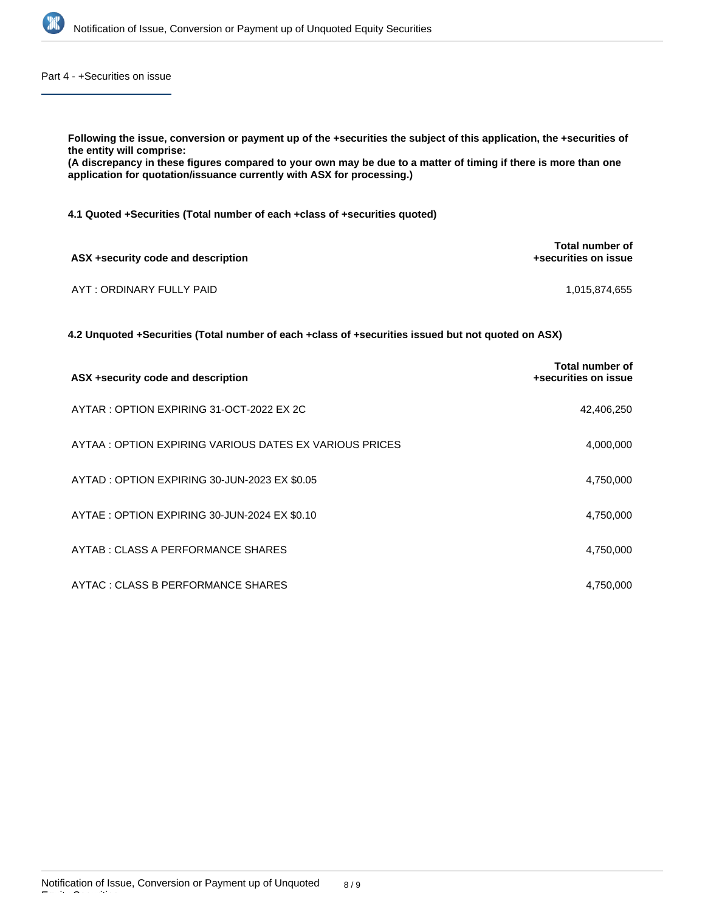## Part 4 - +Securities on issue

**Following the issue, conversion or payment up of the +securities the subject of this application, the +securities of the entity will comprise:**
**(A discrepancy in these figures compared to your own may be due to a matter of timing if there is more than one application for quotation/issuance currently with ASX for processing.)**

**4.1 Quoted +Securities (Total number of each +class of +securities quoted)**

| ASX +security code and description | Total number of +securities on issue |
|---|---|
| AYT : ORDINARY FULLY PAID | 1,015,874,655 |

**4.2 Unquoted +Securities (Total number of each +class of +securities issued but not quoted on ASX)**

| ASX +security code and description | Total number of +securities on issue |
|---|---|
| AYTAR : OPTION EXPIRING 31-OCT-2022 EX 2C | 42,406,250 |
| AYTAA : OPTION EXPIRING VARIOUS DATES EX VARIOUS PRICES | 4,000,000 |
| AYTAD : OPTION EXPIRING 30-JUN-2023 EX $0.05 | 4,750,000 |
| AYTAE : OPTION EXPIRING 30-JUN-2024 EX $0.10 | 4,750,000 |
| AYTAB : CLASS A PERFORMANCE SHARES | 4,750,000 |
| AYTAC : CLASS B PERFORMANCE SHARES | 4,750,000 |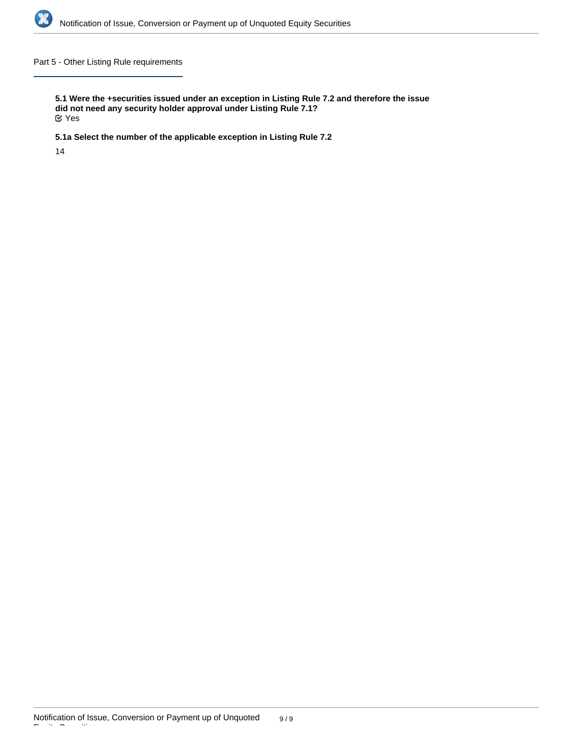## Part 5 - Other Listing Rule requirements

**5.1 Were the +securities issued under an exception in Listing Rule 7.2 and therefore the issue did not need any security holder approval under Listing Rule 7.1?**

☑ Yes

**5.1a Select the number of the applicable exception in Listing Rule 7.2**

14